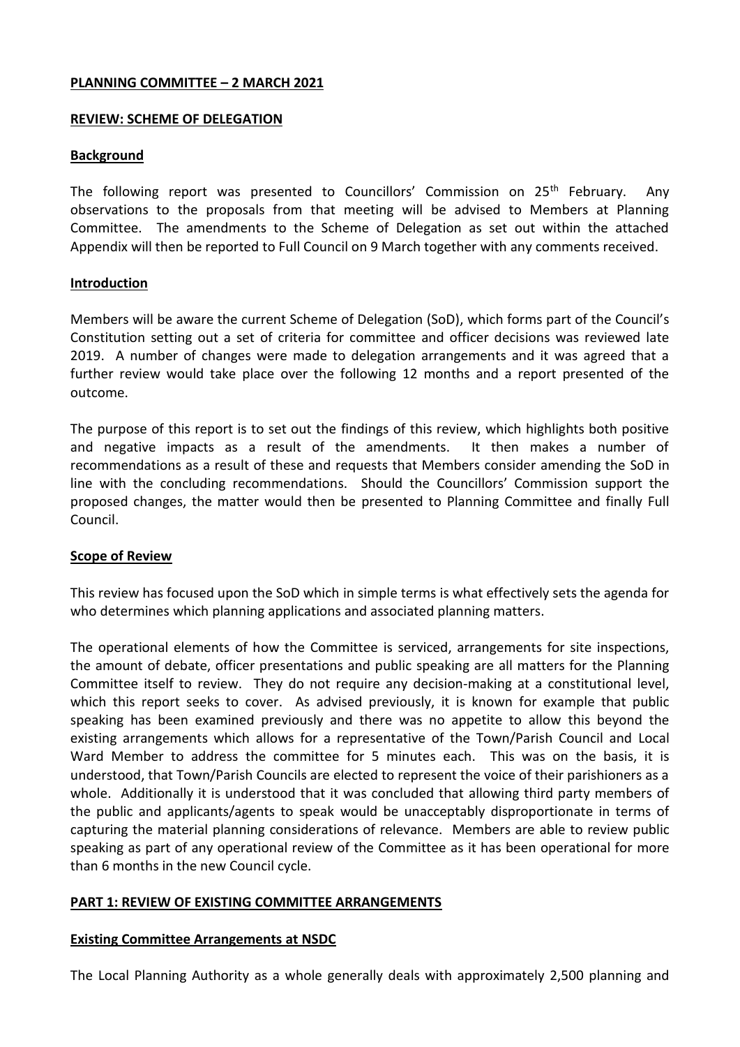**PLANNING COMMITTEE – 2 MARCH 2021**

**REVIEW: SCHEME OF DELEGATION**

**Background**

The following report was presented to Councillors' Commission on 25th February. Any observations to the proposals from that meeting will be advised to Members at Planning Committee. The amendments to the Scheme of Delegation as set out within the attached Appendix will then be reported to Full Council on 9 March together with any comments received.

**Introduction**

Members will be aware the current Scheme of Delegation (SoD), which forms part of the Council's Constitution setting out a set of criteria for committee and officer decisions was reviewed late 2019. A number of changes were made to delegation arrangements and it was agreed that a further review would take place over the following 12 months and a report presented of the outcome.

The purpose of this report is to set out the findings of this review, which highlights both positive and negative impacts as a result of the amendments. It then makes a number of recommendations as a result of these and requests that Members consider amending the SoD in line with the concluding recommendations. Should the Councillors' Commission support the proposed changes, the matter would then be presented to Planning Committee and finally Full Council.

**Scope of Review**

This review has focused upon the SoD which in simple terms is what effectively sets the agenda for who determines which planning applications and associated planning matters.

The operational elements of how the Committee is serviced, arrangements for site inspections, the amount of debate, officer presentations and public speaking are all matters for the Planning Committee itself to review. They do not require any decision-making at a constitutional level, which this report seeks to cover. As advised previously, it is known for example that public speaking has been examined previously and there was no appetite to allow this beyond the existing arrangements which allows for a representative of the Town/Parish Council and Local Ward Member to address the committee for 5 minutes each. This was on the basis, it is understood, that Town/Parish Councils are elected to represent the voice of their parishioners as a whole. Additionally it is understood that it was concluded that allowing third party members of the public and applicants/agents to speak would be unacceptably disproportionate in terms of capturing the material planning considerations of relevance. Members are able to review public speaking as part of any operational review of the Committee as it has been operational for more than 6 months in the new Council cycle.

**PART 1: REVIEW OF EXISTING COMMITTEE ARRANGEMENTS**

**Existing Committee Arrangements at NSDC**

The Local Planning Authority as a whole generally deals with approximately 2,500 planning and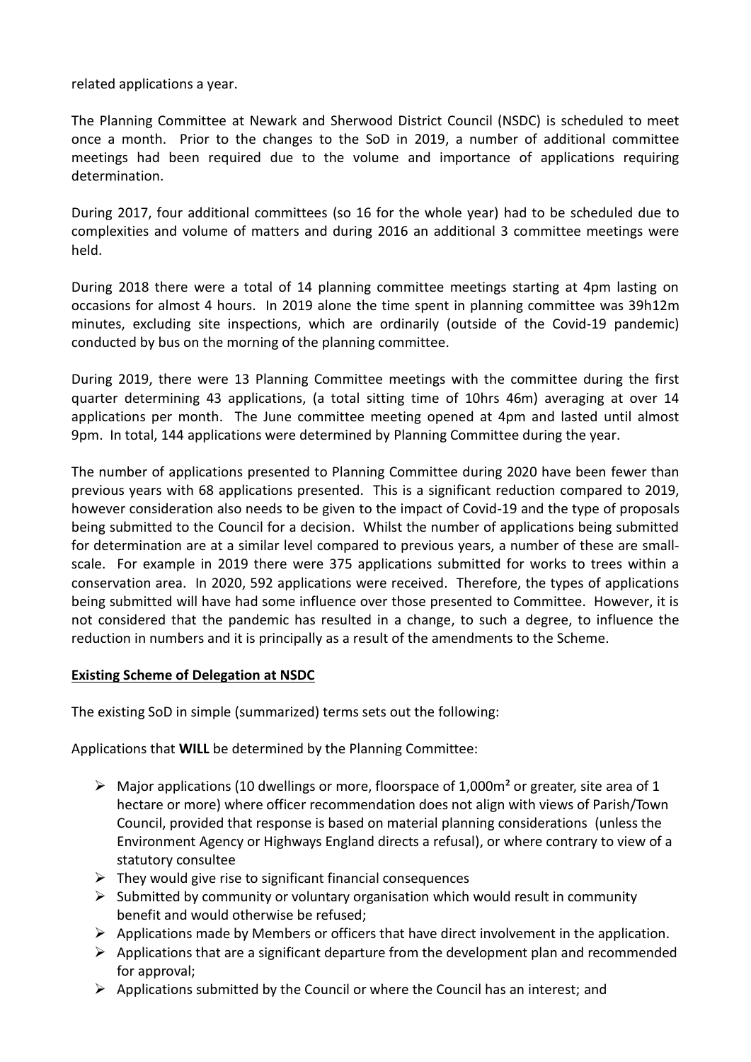related applications a year.

The Planning Committee at Newark and Sherwood District Council (NSDC) is scheduled to meet once a month. Prior to the changes to the SoD in 2019, a number of additional committee meetings had been required due to the volume and importance of applications requiring determination.

During 2017, four additional committees (so 16 for the whole year) had to be scheduled due to complexities and volume of matters and during 2016 an additional 3 committee meetings were held.

During 2018 there were a total of 14 planning committee meetings starting at 4pm lasting on occasions for almost 4 hours. In 2019 alone the time spent in planning committee was 39h12m minutes, excluding site inspections, which are ordinarily (outside of the Covid-19 pandemic) conducted by bus on the morning of the planning committee.

During 2019, there were 13 Planning Committee meetings with the committee during the first quarter determining 43 applications, (a total sitting time of 10hrs 46m) averaging at over 14 applications per month. The June committee meeting opened at 4pm and lasted until almost 9pm. In total, 144 applications were determined by Planning Committee during the year.

The number of applications presented to Planning Committee during 2020 have been fewer than previous years with 68 applications presented. This is a significant reduction compared to 2019, however consideration also needs to be given to the impact of Covid-19 and the type of proposals being submitted to the Council for a decision. Whilst the number of applications being submitted for determination are at a similar level compared to previous years, a number of these are small-scale. For example in 2019 there were 375 applications submitted for works to trees within a conservation area. In 2020, 592 applications were received. Therefore, the types of applications being submitted will have had some influence over those presented to Committee. However, it is not considered that the pandemic has resulted in a change, to such a degree, to influence the reduction in numbers and it is principally as a result of the amendments to the Scheme.

**Existing Scheme of Delegation at NSDC**

The existing SoD in simple (summarized) terms sets out the following:

Applications that **WILL** be determined by the Planning Committee:

- Major applications (10 dwellings or more, floorspace of 1,000m² or greater, site area of 1 hectare or more) where officer recommendation does not align with views of Parish/Town Council, provided that response is based on material planning considerations (unless the Environment Agency or Highways England directs a refusal), or where contrary to view of a statutory consultee
- They would give rise to significant financial consequences
- Submitted by community or voluntary organisation which would result in community benefit and would otherwise be refused;
- Applications made by Members or officers that have direct involvement in the application.
- Applications that are a significant departure from the development plan and recommended for approval;
- Applications submitted by the Council or where the Council has an interest; and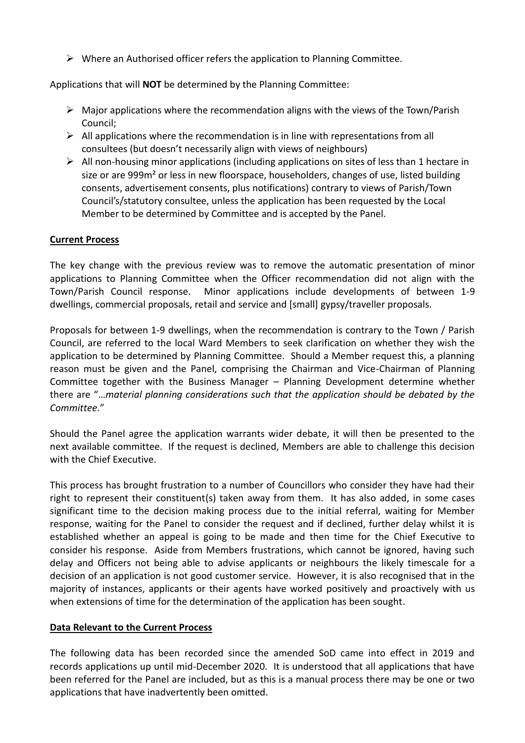- Where an Authorised officer refers the application to Planning Committee.

Applications that will **NOT** be determined by the Planning Committee:

- Major applications where the recommendation aligns with the views of the Town/Parish Council;
- All applications where the recommendation is in line with representations from all consultees (but doesn't necessarily align with views of neighbours)
- All non-housing minor applications (including applications on sites of less than 1 hectare in size or are 999m² or less in new floorspace, householders, changes of use, listed building consents, advertisement consents, plus notifications) contrary to views of Parish/Town Council's/statutory consultee, unless the application has been requested by the Local Member to be determined by Committee and is accepted by the Panel.

**Current Process**

The key change with the previous review was to remove the automatic presentation of minor applications to Planning Committee when the Officer recommendation did not align with the Town/Parish Council response. Minor applications include developments of between 1-9 dwellings, commercial proposals, retail and service and [small] gypsy/traveller proposals.

Proposals for between 1-9 dwellings, when the recommendation is contrary to the Town / Parish Council, are referred to the local Ward Members to seek clarification on whether they wish the application to be determined by Planning Committee. Should a Member request this, a planning reason must be given and the Panel, comprising the Chairman and Vice-Chairman of Planning Committee together with the Business Manager – Planning Development determine whether there are "*…material planning considerations such that the application should be debated by the Committee*."

Should the Panel agree the application warrants wider debate, it will then be presented to the next available committee. If the request is declined, Members are able to challenge this decision with the Chief Executive.

This process has brought frustration to a number of Councillors who consider they have had their right to represent their constituent(s) taken away from them. It has also added, in some cases significant time to the decision making process due to the initial referral, waiting for Member response, waiting for the Panel to consider the request and if declined, further delay whilst it is established whether an appeal is going to be made and then time for the Chief Executive to consider his response. Aside from Members frustrations, which cannot be ignored, having such delay and Officers not being able to advise applicants or neighbours the likely timescale for a decision of an application is not good customer service. However, it is also recognised that in the majority of instances, applicants or their agents have worked positively and proactively with us when extensions of time for the determination of the application has been sought.

**Data Relevant to the Current Process**

The following data has been recorded since the amended SoD came into effect in 2019 and records applications up until mid-December 2020. It is understood that all applications that have been referred for the Panel are included, but as this is a manual process there may be one or two applications that have inadvertently been omitted.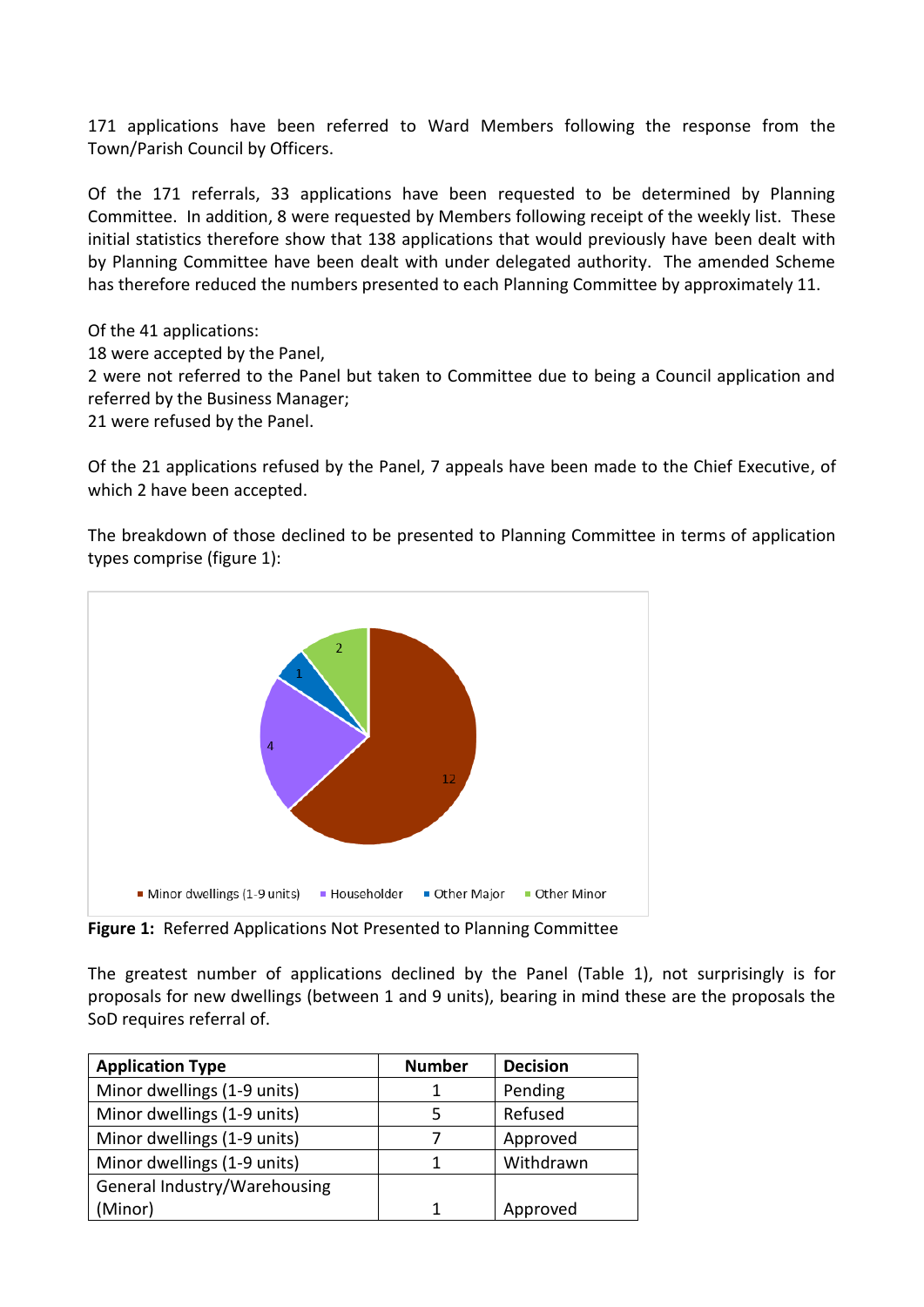171 applications have been referred to Ward Members following the response from the Town/Parish Council by Officers.

Of the 171 referrals, 33 applications have been requested to be determined by Planning Committee. In addition, 8 were requested by Members following receipt of the weekly list. These initial statistics therefore show that 138 applications that would previously have been dealt with by Planning Committee have been dealt with under delegated authority. The amended Scheme has therefore reduced the numbers presented to each Planning Committee by approximately 11.

Of the 41 applications:
18 were accepted by the Panel,
2 were not referred to the Panel but taken to Committee due to being a Council application and referred by the Business Manager;
21 were refused by the Panel.

Of the 21 applications refused by the Panel, 7 appeals have been made to the Chief Executive, of which 2 have been accepted.

The breakdown of those declined to be presented to Planning Committee in terms of application types comprise (figure 1):

**Figure 1:** Referred Applications Not Presented to Planning Committee

The greatest number of applications declined by the Panel (Table 1), not surprisingly is for proposals for new dwellings (between 1 and 9 units), bearing in mind these are the proposals the SoD requires referral of.

| Application Type | Number | Decision |
|---|---|---|
| Minor dwellings (1-9 units) | 1 | Pending |
| Minor dwellings (1-9 units) | 5 | Refused |
| Minor dwellings (1-9 units) | 7 | Approved |
| Minor dwellings (1-9 units) | 1 | Withdrawn |
| General Industry/Warehousing (Minor) | 1 | Approved |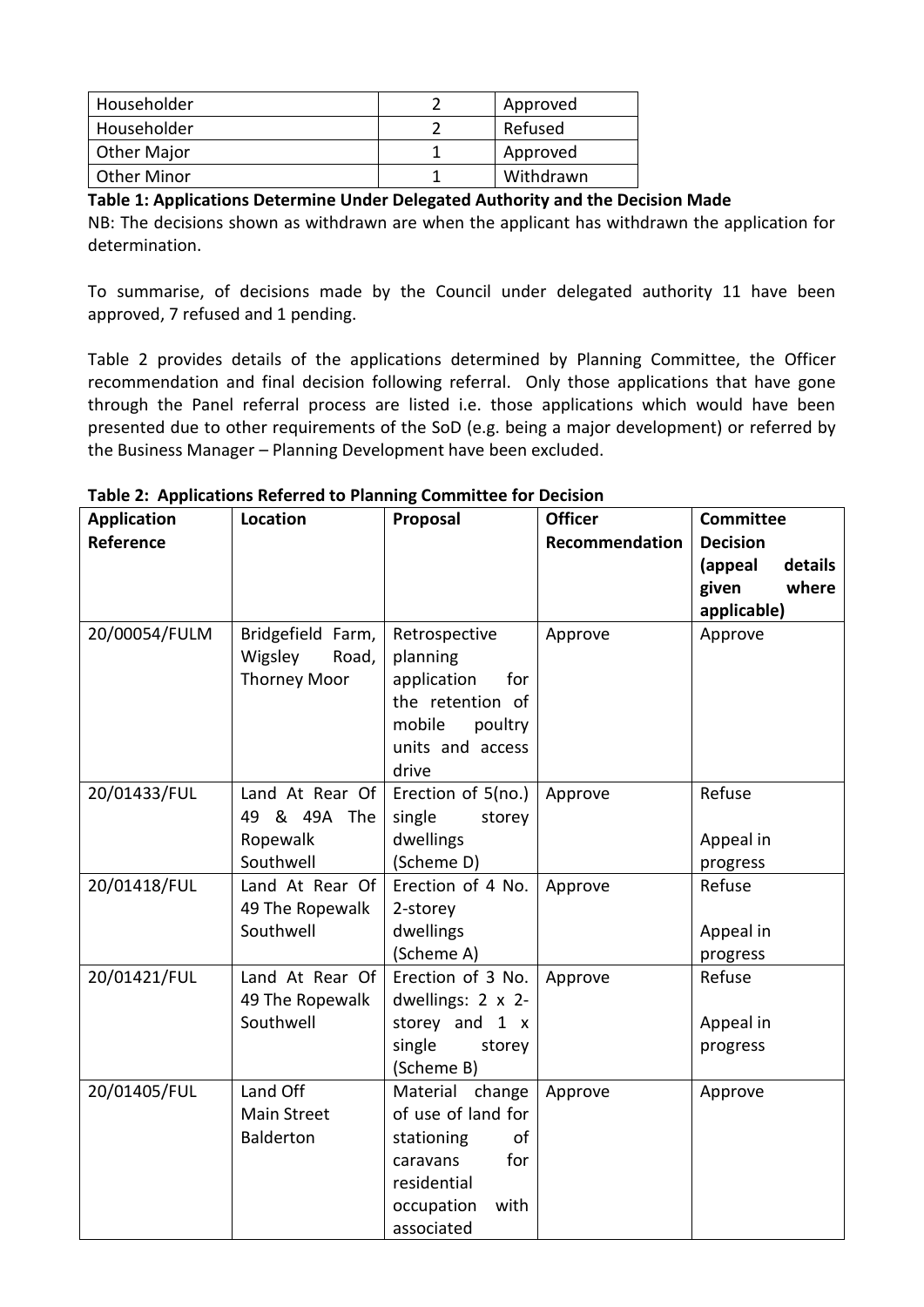| Householder | 2 | Approved |
|---|---|---|
| Householder | 2 | Refused |
| Other Major | 1 | Approved |
| Other Minor | 1 | Withdrawn |

**Table 1: Applications Determine Under Delegated Authority and the Decision Made**

NB: The decisions shown as withdrawn are when the applicant has withdrawn the application for determination.

To summarise, of decisions made by the Council under delegated authority 11 have been approved, 7 refused and 1 pending.

Table 2 provides details of the applications determined by Planning Committee, the Officer recommendation and final decision following referral. Only those applications that have gone through the Panel referral process are listed i.e. those applications which would have been presented due to other requirements of the SoD (e.g. being a major development) or referred by the Business Manager – Planning Development have been excluded.

**Table 2: Applications Referred to Planning Committee for Decision**

| Application Reference | Location | Proposal | Officer Recommendation | Committee Decision (appeal details given where applicable) |
|---|---|---|---|---|
| 20/00054/FULM | Bridgefield Farm, Wigsley Road, Thorney Moor | Retrospective planning application for the retention of mobile poultry units and access drive | Approve | Approve |
| 20/01433/FUL | Land At Rear Of 49 & 49A The Ropewalk Southwell | Erection of 5(no.) single storey dwellings (Scheme D) | Approve | Refuse<br><br>Appeal in progress |
| 20/01418/FUL | Land At Rear Of 49 The Ropewalk Southwell | Erection of 4 No. 2-storey dwellings (Scheme A) | Approve | Refuse<br><br>Appeal in progress |
| 20/01421/FUL | Land At Rear Of 49 The Ropewalk Southwell | Erection of 3 No. dwellings: 2 x 2-storey and 1 x single storey (Scheme B) | Approve | Refuse<br><br>Appeal in progress |
| 20/01405/FUL | Land Off Main Street Balderton | Material change of use of land for stationing of caravans for residential occupation with associated | Approve | Approve |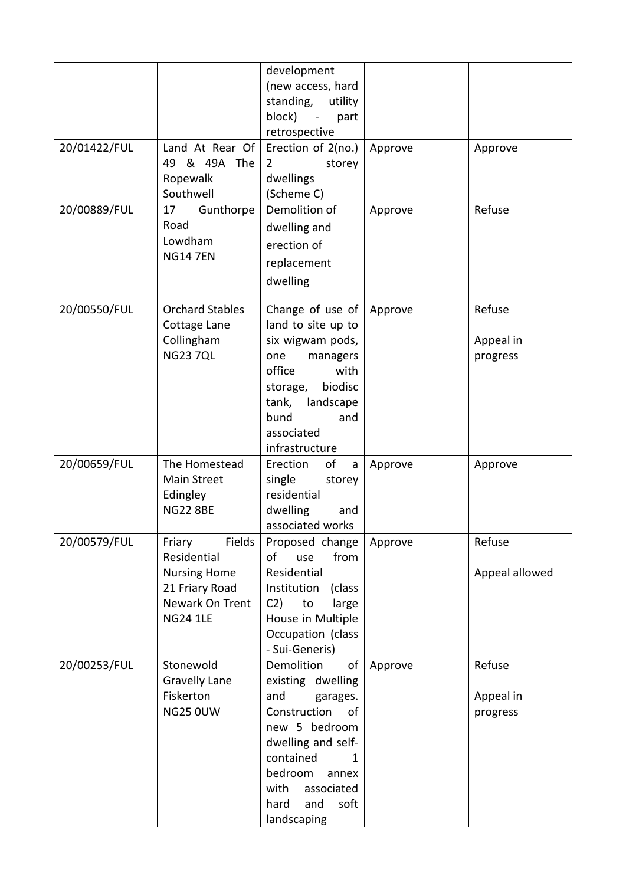| | | development (new access, hard standing, utility block) - part retrospective | | |
|---|---|---|---|---|
| 20/01422/FUL | Land At Rear Of 49 & 49A The Ropewalk Southwell | Erection of 2(no.) 2 storey dwellings (Scheme C) | Approve | Approve |
| 20/00889/FUL | 17 Gunthorpe Road Lowdham NG14 7EN | Demolition of dwelling and erection of replacement dwelling | Approve | Refuse |
| 20/00550/FUL | Orchard Stables Cottage Lane Collingham NG23 7QL | Change of use of land to site up to six wigwam pods, one managers office with storage, biodisc tank, landscape bund and associated infrastructure | Approve | Refuse<br><br>Appeal in progress |
| 20/00659/FUL | The Homestead Main Street Edingley NG22 8BE | Erection of a single storey residential dwelling and associated works | Approve | Approve |
| 20/00579/FUL | Friary Fields Residential Nursing Home 21 Friary Road Newark On Trent NG24 1LE | Proposed change of use from Residential Institution (class C2) to large House in Multiple Occupation (class - Sui-Generis) | Approve | Refuse<br><br>Appeal allowed |
| 20/00253/FUL | Stonewold Gravelly Lane Fiskerton NG25 0UW | Demolition of existing dwelling and garages. Construction of new 5 bedroom dwelling and self-contained 1 bedroom annex with associated hard and soft landscaping | Approve | Refuse<br><br>Appeal in progress |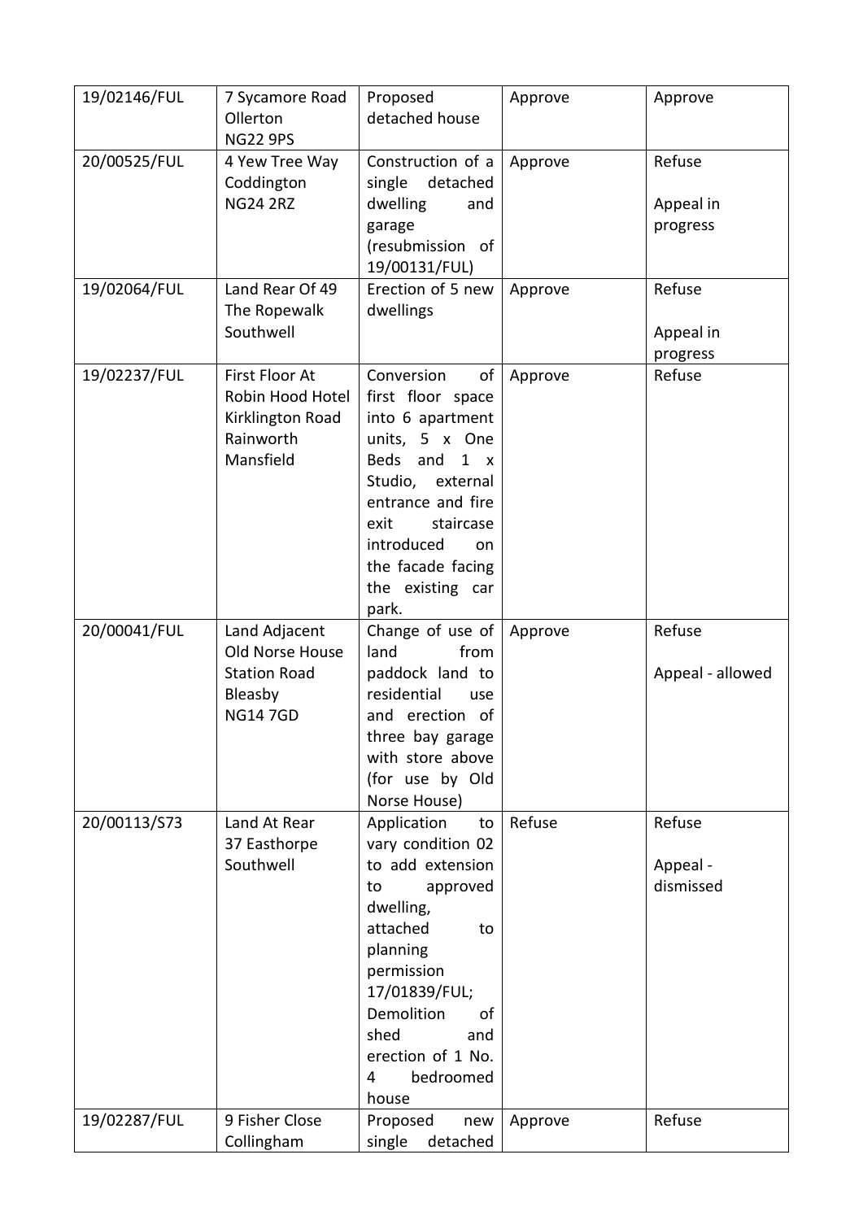| | | | | |
|---|---|---|---|---|
| 19/02146/FUL | 7 Sycamore Road Ollerton NG22 9PS | Proposed detached house | Approve | Approve |
| 20/00525/FUL | 4 Yew Tree Way Coddington NG24 2RZ | Construction of a single detached dwelling and garage (resubmission of 19/00131/FUL) | Approve | Refuse<br><br>Appeal in progress |
| 19/02064/FUL | Land Rear Of 49 The Ropewalk Southwell | Erection of 5 new dwellings | Approve | Refuse<br><br>Appeal in progress |
| 19/02237/FUL | First Floor At Robin Hood Hotel Kirklington Road Rainworth Mansfield | Conversion of first floor space into 6 apartment units, 5 x One Beds and 1 x Studio, external entrance and fire exit staircase introduced on the facade facing the existing car park. | Approve | Refuse |
| 20/00041/FUL | Land Adjacent Old Norse House Station Road Bleasby NG14 7GD | Change of use of land from paddock land to residential use and erection of three bay garage with store above (for use by Old Norse House) | Approve | Refuse<br><br>Appeal - allowed |
| 20/00113/S73 | Land At Rear 37 Easthorpe Southwell | Application to vary condition 02 to add extension to approved dwelling, attached to planning permission 17/01839/FUL; Demolition of shed and erection of 1 No. 4 bedroomed house | Refuse | Refuse<br><br>Appeal - dismissed |
| 19/02287/FUL | 9 Fisher Close Collingham | Proposed new single detached | Approve | Refuse |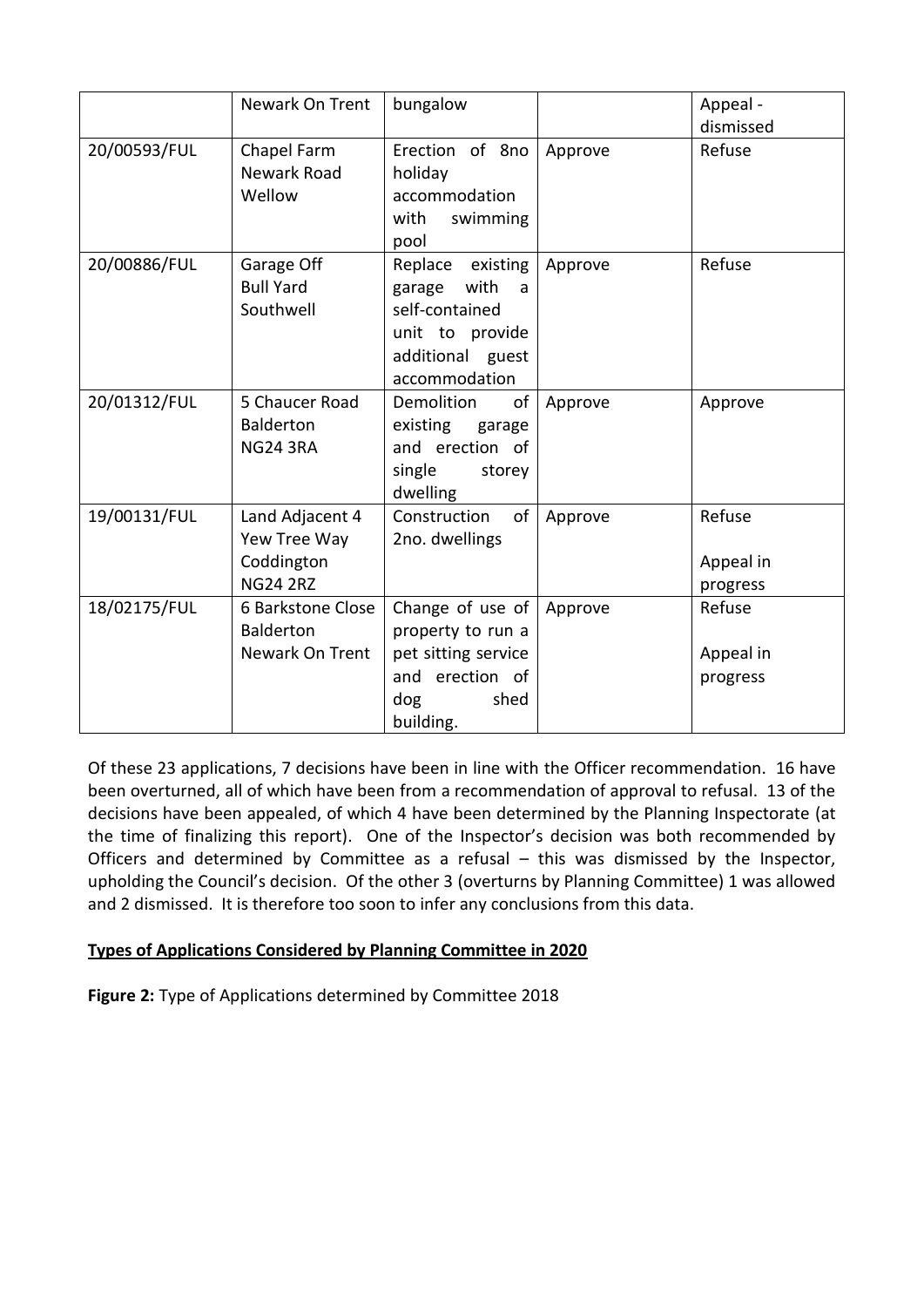|  | Newark On Trent | bungalow |  | Appeal - dismissed |
| --- | --- | --- | --- | --- |
| 20/00593/FUL | Chapel Farm Newark Road Wellow | Erection of 8no holiday accommodation with swimming pool | Approve | Refuse |
| 20/00886/FUL | Garage Off Bull Yard Southwell | Replace existing garage with a self-contained unit to provide additional guest accommodation | Approve | Refuse |
| 20/01312/FUL | 5 Chaucer Road Balderton NG24 3RA | Demolition of existing garage and erection of single storey dwelling | Approve | Approve |
| 19/00131/FUL | Land Adjacent 4 Yew Tree Way Coddington NG24 2RZ | Construction of 2no. dwellings | Approve | Refuse<br><br>Appeal in progress |
| 18/02175/FUL | 6 Barkstone Close Balderton Newark On Trent | Change of use of property to run a pet sitting service and erection of dog shed building. | Approve | Refuse<br><br>Appeal in progress |

Of these 23 applications, 7 decisions have been in line with the Officer recommendation. 16 have been overturned, all of which have been from a recommendation of approval to refusal. 13 of the decisions have been appealed, of which 4 have been determined by the Planning Inspectorate (at the time of finalizing this report). One of the Inspector's decision was both recommended by Officers and determined by Committee as a refusal – this was dismissed by the Inspector, upholding the Council's decision. Of the other 3 (overturns by Planning Committee) 1 was allowed and 2 dismissed. It is therefore too soon to infer any conclusions from this data.

**Types of Applications Considered by Planning Committee in 2020**

**Figure 2:** Type of Applications determined by Committee 2018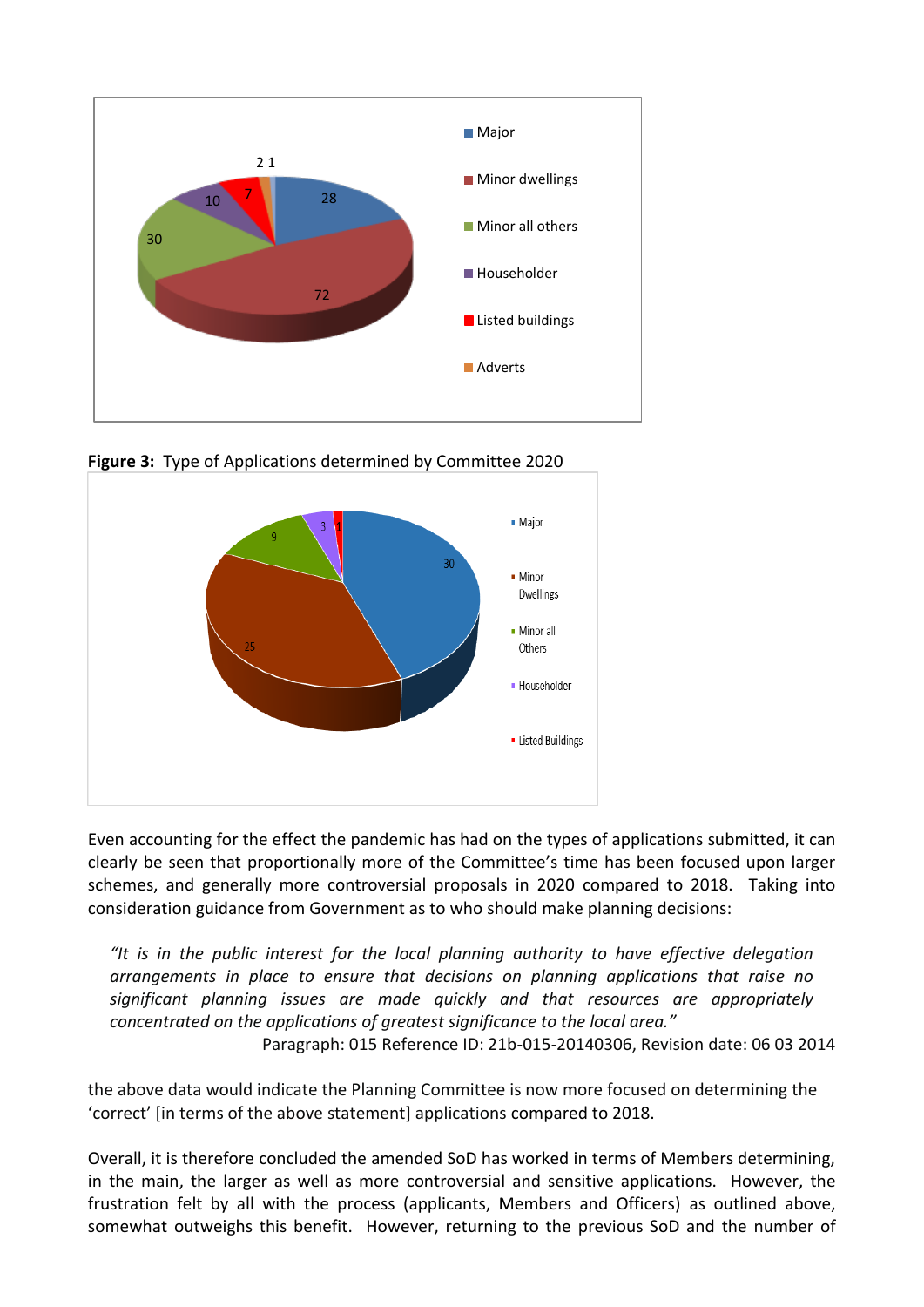**Figure 3:** Type of Applications determined by Committee 2020

Even accounting for the effect the pandemic has had on the types of applications submitted, it can clearly be seen that proportionally more of the Committee's time has been focused upon larger schemes, and generally more controversial proposals in 2020 compared to 2018. Taking into consideration guidance from Government as to who should make planning decisions:

> *"It is in the public interest for the local planning authority to have effective delegation arrangements in place to ensure that decisions on planning applications that raise no significant planning issues are made quickly and that resources are appropriately concentrated on the applications of greatest significance to the local area."*
>
> Paragraph: 015 Reference ID: 21b-015-20140306, Revision date: 06 03 2014

the above data would indicate the Planning Committee is now more focused on determining the 'correct' [in terms of the above statement] applications compared to 2018.

Overall, it is therefore concluded the amended SoD has worked in terms of Members determining, in the main, the larger as well as more controversial and sensitive applications. However, the frustration felt by all with the process (applicants, Members and Officers) as outlined above, somewhat outweighs this benefit. However, returning to the previous SoD and the number of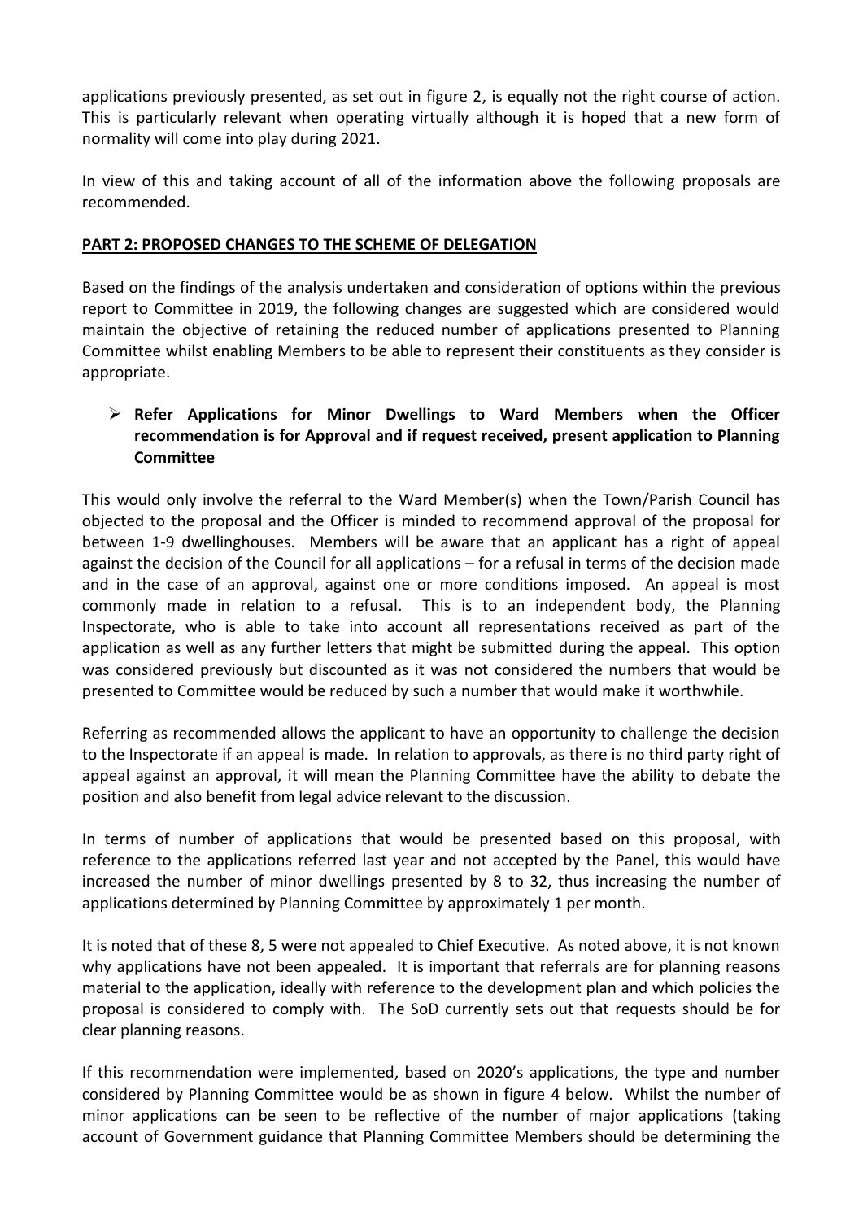applications previously presented, as set out in figure 2, is equally not the right course of action. This is particularly relevant when operating virtually although it is hoped that a new form of normality will come into play during 2021.

In view of this and taking account of all of the information above the following proposals are recommended.

**PART 2: PROPOSED CHANGES TO THE SCHEME OF DELEGATION**

Based on the findings of the analysis undertaken and consideration of options within the previous report to Committee in 2019, the following changes are suggested which are considered would maintain the objective of retaining the reduced number of applications presented to Planning Committee whilst enabling Members to be able to represent their constituents as they consider is appropriate.

- **Refer Applications for Minor Dwellings to Ward Members when the Officer recommendation is for Approval and if request received, present application to Planning Committee**

This would only involve the referral to the Ward Member(s) when the Town/Parish Council has objected to the proposal and the Officer is minded to recommend approval of the proposal for between 1-9 dwellinghouses. Members will be aware that an applicant has a right of appeal against the decision of the Council for all applications – for a refusal in terms of the decision made and in the case of an approval, against one or more conditions imposed. An appeal is most commonly made in relation to a refusal. This is to an independent body, the Planning Inspectorate, who is able to take into account all representations received as part of the application as well as any further letters that might be submitted during the appeal. This option was considered previously but discounted as it was not considered the numbers that would be presented to Committee would be reduced by such a number that would make it worthwhile.

Referring as recommended allows the applicant to have an opportunity to challenge the decision to the Inspectorate if an appeal is made. In relation to approvals, as there is no third party right of appeal against an approval, it will mean the Planning Committee have the ability to debate the position and also benefit from legal advice relevant to the discussion.

In terms of number of applications that would be presented based on this proposal, with reference to the applications referred last year and not accepted by the Panel, this would have increased the number of minor dwellings presented by 8 to 32, thus increasing the number of applications determined by Planning Committee by approximately 1 per month.

It is noted that of these 8, 5 were not appealed to Chief Executive. As noted above, it is not known why applications have not been appealed. It is important that referrals are for planning reasons material to the application, ideally with reference to the development plan and which policies the proposal is considered to comply with. The SoD currently sets out that requests should be for clear planning reasons.

If this recommendation were implemented, based on 2020's applications, the type and number considered by Planning Committee would be as shown in figure 4 below. Whilst the number of minor applications can be seen to be reflective of the number of major applications (taking account of Government guidance that Planning Committee Members should be determining the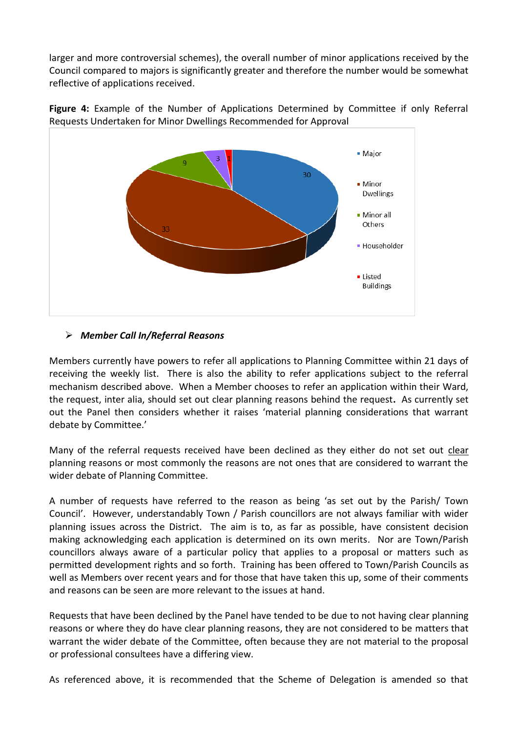larger and more controversial schemes), the overall number of minor applications received by the Council compared to majors is significantly greater and therefore the number would be somewhat reflective of applications received.

**Figure 4:** Example of the Number of Applications Determined by Committee if only Referral Requests Undertaken for Minor Dwellings Recommended for Approval

| Category | Number |
|---|---|
| Major | 30 |
| Minor Dwellings | 33 |
| Minor all Others | 9 |
| Householder | 3 |
| Listed Buildings | 1 |

- ***Member Call In/Referral Reasons***

Members currently have powers to refer all applications to Planning Committee within 21 days of receiving the weekly list. There is also the ability to refer applications subject to the referral mechanism described above. When a Member chooses to refer an application within their Ward, the request, inter alia, should set out clear planning reasons behind the request**.** As currently set out the Panel then considers whether it raises 'material planning considerations that warrant debate by Committee.'

Many of the referral requests received have been declined as they either do not set out <u>clear</u> planning reasons or most commonly the reasons are not ones that are considered to warrant the wider debate of Planning Committee.

A number of requests have referred to the reason as being 'as set out by the Parish/ Town Council'. However, understandably Town / Parish councillors are not always familiar with wider planning issues across the District. The aim is to, as far as possible, have consistent decision making acknowledging each application is determined on its own merits. Nor are Town/Parish councillors always aware of a particular policy that applies to a proposal or matters such as permitted development rights and so forth. Training has been offered to Town/Parish Councils as well as Members over recent years and for those that have taken this up, some of their comments and reasons can be seen are more relevant to the issues at hand.

Requests that have been declined by the Panel have tended to be due to not having clear planning reasons or where they do have clear planning reasons, they are not considered to be matters that warrant the wider debate of the Committee, often because they are not material to the proposal or professional consultees have a differing view.

As referenced above, it is recommended that the Scheme of Delegation is amended so that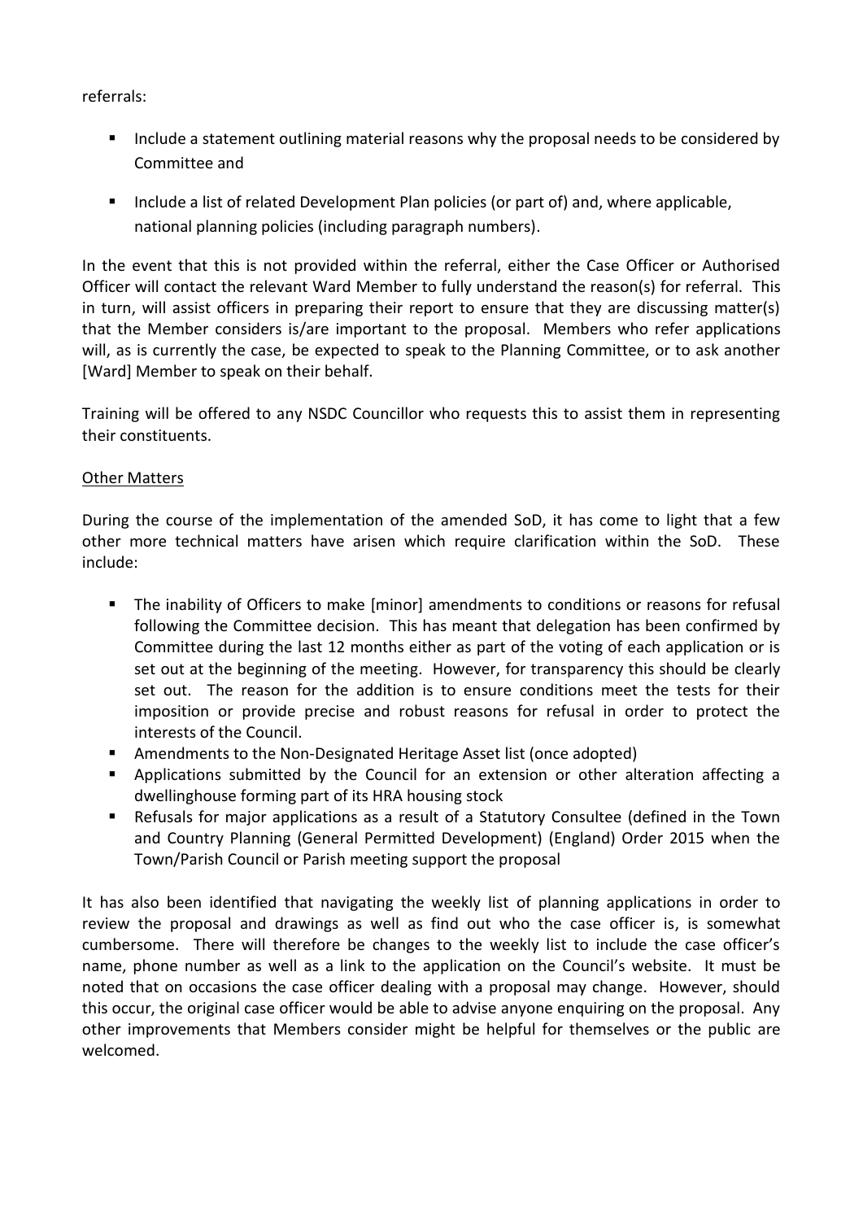referrals:

- Include a statement outlining material reasons why the proposal needs to be considered by Committee and
- Include a list of related Development Plan policies (or part of) and, where applicable, national planning policies (including paragraph numbers).

In the event that this is not provided within the referral, either the Case Officer or Authorised Officer will contact the relevant Ward Member to fully understand the reason(s) for referral. This in turn, will assist officers in preparing their report to ensure that they are discussing matter(s) that the Member considers is/are important to the proposal. Members who refer applications will, as is currently the case, be expected to speak to the Planning Committee, or to ask another [Ward] Member to speak on their behalf.

Training will be offered to any NSDC Councillor who requests this to assist them in representing their constituents.

Other Matters

During the course of the implementation of the amended SoD, it has come to light that a few other more technical matters have arisen which require clarification within the SoD. These include:

- The inability of Officers to make [minor] amendments to conditions or reasons for refusal following the Committee decision. This has meant that delegation has been confirmed by Committee during the last 12 months either as part of the voting of each application or is set out at the beginning of the meeting. However, for transparency this should be clearly set out. The reason for the addition is to ensure conditions meet the tests for their imposition or provide precise and robust reasons for refusal in order to protect the interests of the Council.
- Amendments to the Non-Designated Heritage Asset list (once adopted)
- Applications submitted by the Council for an extension or other alteration affecting a dwellinghouse forming part of its HRA housing stock
- Refusals for major applications as a result of a Statutory Consultee (defined in the Town and Country Planning (General Permitted Development) (England) Order 2015 when the Town/Parish Council or Parish meeting support the proposal

It has also been identified that navigating the weekly list of planning applications in order to review the proposal and drawings as well as find out who the case officer is, is somewhat cumbersome. There will therefore be changes to the weekly list to include the case officer's name, phone number as well as a link to the application on the Council's website. It must be noted that on occasions the case officer dealing with a proposal may change. However, should this occur, the original case officer would be able to advise anyone enquiring on the proposal. Any other improvements that Members consider might be helpful for themselves or the public are welcomed.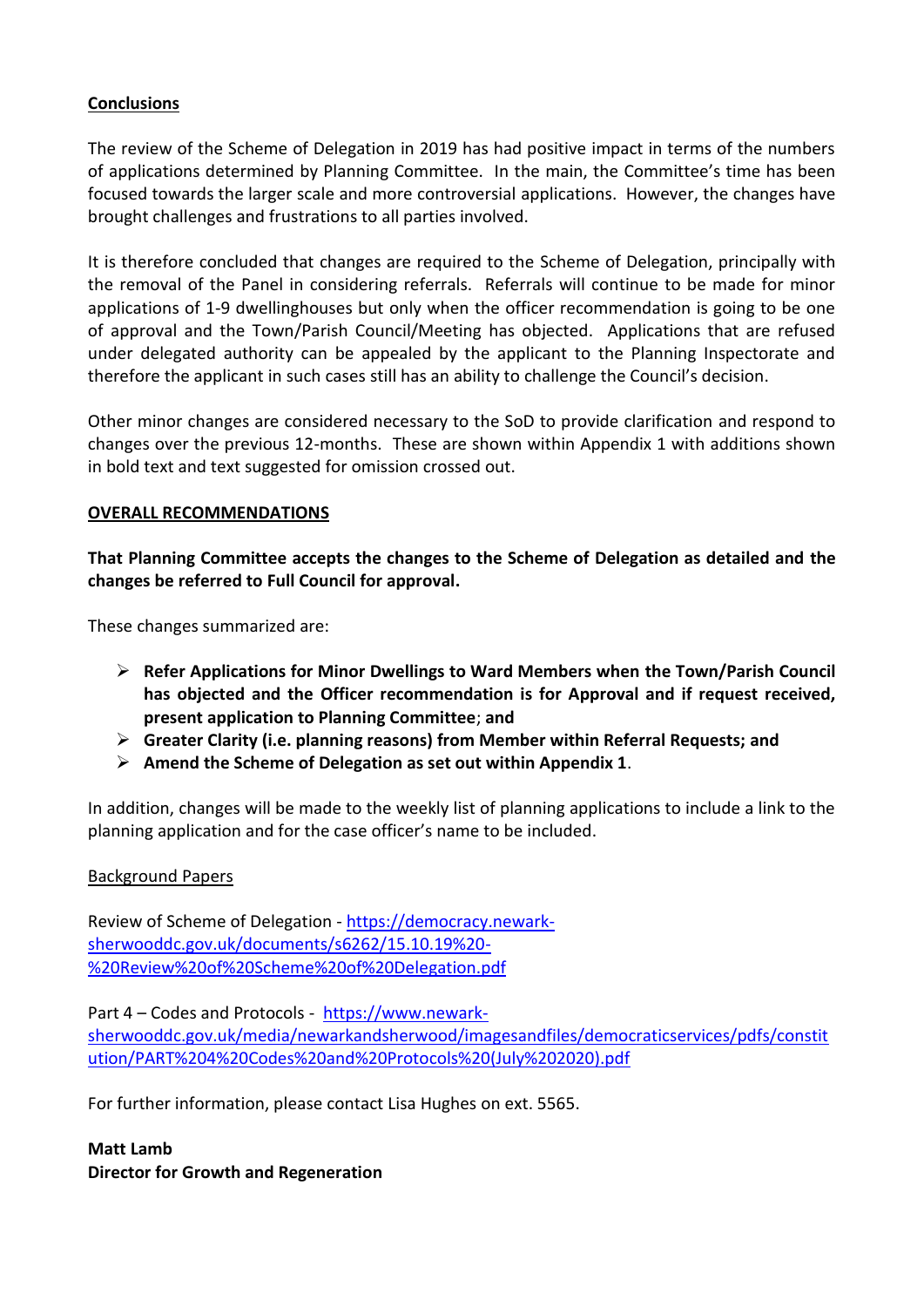**Conclusions**

The review of the Scheme of Delegation in 2019 has had positive impact in terms of the numbers of applications determined by Planning Committee. In the main, the Committee's time has been focused towards the larger scale and more controversial applications. However, the changes have brought challenges and frustrations to all parties involved.

It is therefore concluded that changes are required to the Scheme of Delegation, principally with the removal of the Panel in considering referrals. Referrals will continue to be made for minor applications of 1-9 dwellinghouses but only when the officer recommendation is going to be one of approval and the Town/Parish Council/Meeting has objected. Applications that are refused under delegated authority can be appealed by the applicant to the Planning Inspectorate and therefore the applicant in such cases still has an ability to challenge the Council's decision.

Other minor changes are considered necessary to the SoD to provide clarification and respond to changes over the previous 12-months. These are shown within Appendix 1 with additions shown in bold text and text suggested for omission crossed out.

**OVERALL RECOMMENDATIONS**

**That Planning Committee accepts the changes to the Scheme of Delegation as detailed and the changes be referred to Full Council for approval.**

These changes summarized are:

- **Refer Applications for Minor Dwellings to Ward Members when the Town/Parish Council has objected and the Officer recommendation is for Approval and if request received, present application to Planning Committee**; **and**
- **Greater Clarity (i.e. planning reasons) from Member within Referral Requests; and**
- **Amend the Scheme of Delegation as set out within Appendix 1**.

In addition, changes will be made to the weekly list of planning applications to include a link to the planning application and for the case officer's name to be included.

Background Papers

Review of Scheme of Delegation - https://democracy.newark-sherwooddc.gov.uk/documents/s6262/15.10.19%20-%20Review%20of%20Scheme%20of%20Delegation.pdf

Part 4 – Codes and Protocols - https://www.newark-sherwooddc.gov.uk/media/newarkandsherwood/imagesandfiles/democraticservices/pdfs/constitution/PART%204%20Codes%20and%20Protocols%20(July%202020).pdf

For further information, please contact Lisa Hughes on ext. 5565.

**Matt Lamb**
**Director for Growth and Regeneration**